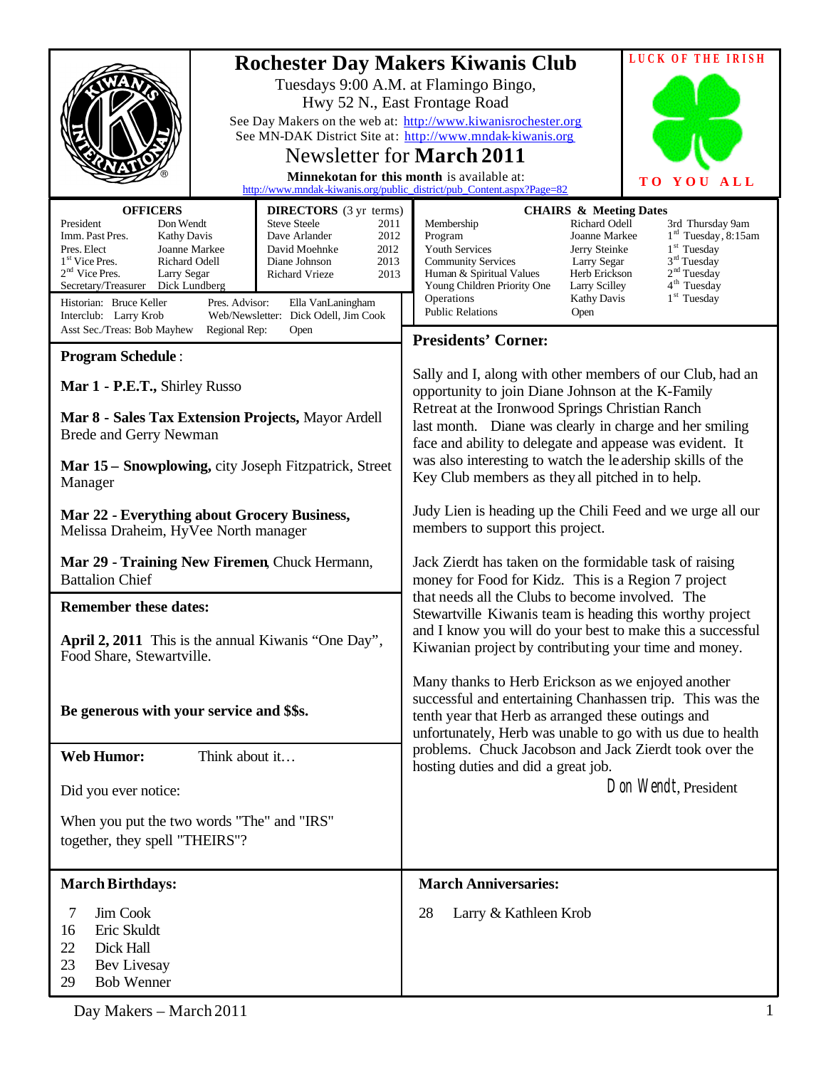# Rochester Day Makers Kiwanis Club

Tuesdays 9:00 A.M. at Flamingo Bingo,
Hwy 52 N., East Frontage Road

See Day Makers on the web at: http://www.kiwanisrochester.org
See MN-DAK District Site at: http://www.mndak-kiwanis.org

## Newsletter for **March 2011**

**Minnekotan for this month** is available at:
http://www.mndak-kiwanis.org/public_district/pub_Content.aspx?Page=82

**LUCK OF THE IRISH**

**TO YOU ALL**

| OFFICERS | |
|---|---|
| President | Don Wendt |
| Imm. Past Pres. | Kathy Davis |
| Pres. Elect | Joanne Markee |
| 1st Vice Pres. | Richard Odell |
| 2nd Vice Pres. | Larry Segar |
| Secretary/Treasurer | Dick Lundberg |

| DIRECTORS (3 yr terms) | |
|---|---|
| Steve Steele | 2011 |
| Dave Arlander | 2012 |
| David Moehnke | 2012 |
| Diane Johnson | 2013 |
| Richard Vrieze | 2013 |

Historian: Bruce Keller — Pres. Advisor: Ella VanLaningham
Interclub: Larry Krob — Web/Newsletter: Dick Odell, Jim Cook
Asst Sec./Treas: Bob Mayhew — Regional Rep: Open

| CHAIRS & Meeting Dates | | |
|---|---|---|
| Membership | Richard Odell | 3rd Thursday 9am |
| Program | Joanne Markee | 1st Tuesday, 8:15am |
| Youth Services | Jerry Steinke | 1st Tuesday |
| Community Services | Larry Segar | 3rd Tuesday |
| Human & Spiritual Values | Herb Erickson | 2nd Tuesday |
| Young Children Priority One | Larry Scilley | 4th Tuesday |
| Operations | Kathy Davis | 1st Tuesday |
| Public Relations | Open | |

## Program Schedule:

**Mar 1 - P.E.T.,** Shirley Russo

**Mar 8 - Sales Tax Extension Projects,** Mayor Ardell Brede and Gerry Newman

**Mar 15 – Snowplowing,** city Joseph Fitzpatrick, Street Manager

**Mar 22 - Everything about Grocery Business,** Melissa Draheim, HyVee North manager

**Mar 29 - Training New Firemen**, Chuck Hermann, Battalion Chief

## Remember these dates:

**April 2, 2011** This is the annual Kiwanis "One Day", Food Share, Stewartville.

**Be generous with your service and $$s.**

## Web Humor: Think about it…

Did you ever notice:

When you put the two words "The" and "IRS" together, they spell "THEIRS"?

## Presidents' Corner:

Sally and I, along with other members of our Club, had an opportunity to join Diane Johnson at the K-Family Retreat at the Ironwood Springs Christian Ranch last month. Diane was clearly in charge and her smiling face and ability to delegate and appease was evident. It was also interesting to watch the leadership skills of the Key Club members as they all pitched in to help.

Judy Lien is heading up the Chili Feed and we urge all our members to support this project.

Jack Zierdt has taken on the formidable task of raising money for Food for Kidz. This is a Region 7 project that needs all the Clubs to become involved. The Stewartville Kiwanis team is heading this worthy project and I know you will do your best to make this a successful Kiwanian project by contributing your time and money.

Many thanks to Herb Erickson as we enjoyed another successful and entertaining Chanhassen trip. This was the tenth year that Herb as arranged these outings and unfortunately, Herb was unable to go with us due to health problems. Chuck Jacobson and Jack Zierdt took over the hosting duties and did a great job.

Don Wendt, President

## March Birthdays:

- 7 Jim Cook
- 16 Eric Skuldt
- 22 Dick Hall
- 23 Bev Livesay
- 29 Bob Wenner

## March Anniversaries:

- 28 Larry & Kathleen Krob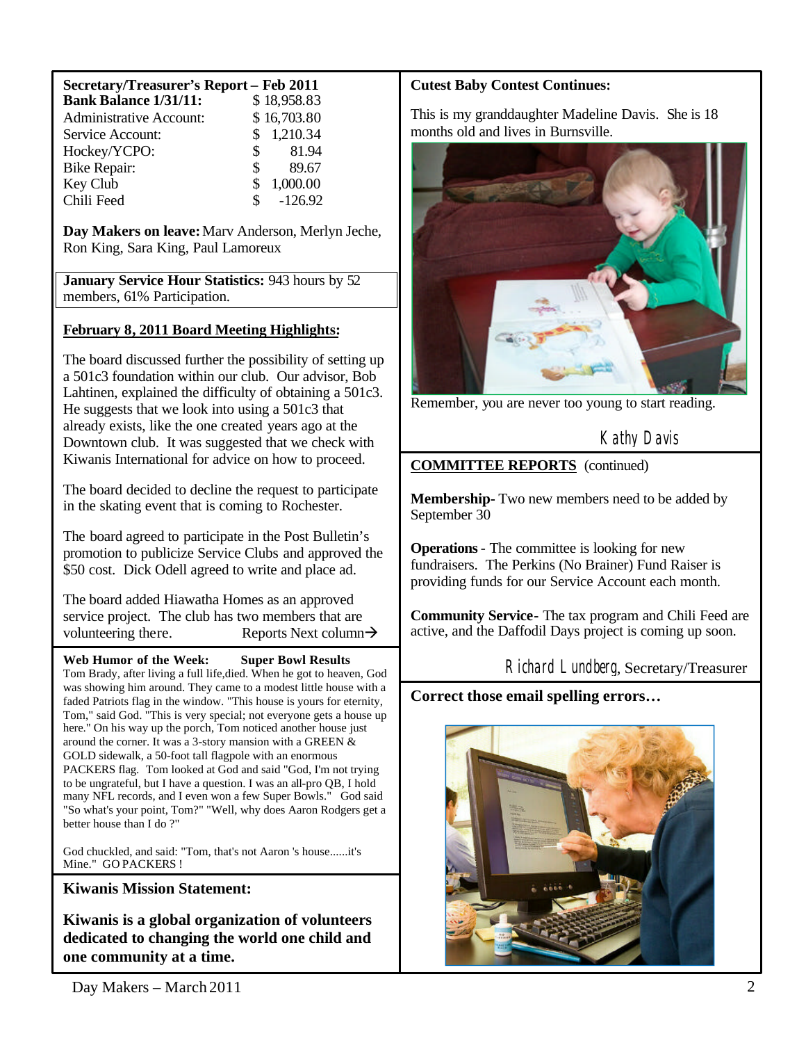## Secretary/Treasurer's Report – Feb 2011

| **Bank Balance 1/31/11:** | $ 18,958.83 |
| --- | --- |
| Administrative Account: | $ 16,703.80 |
| Service Account: | $ 1,210.34 |
| Hockey/YCPO: | $ 81.94 |
| Bike Repair: | $ 89.67 |
| Key Club | $ 1,000.00 |
| Chili Feed | $ -126.92 |

**Day Makers on leave:** Marv Anderson, Merlyn Jeche, Ron King, Sara King, Paul Lamoreux

**January Service Hour Statistics:** 943 hours by 52 members, 61% Participation.

### February 8, 2011 Board Meeting Highlights:

The board discussed further the possibility of setting up a 501c3 foundation within our club. Our advisor, Bob Lahtinen, explained the difficulty of obtaining a 501c3. He suggests that we look into using a 501c3 that already exists, like the one created years ago at the Downtown club. It was suggested that we check with Kiwanis International for advice on how to proceed.

The board decided to decline the request to participate in the skating event that is coming to Rochester.

The board agreed to participate in the Post Bulletin's promotion to publicize Service Clubs and approved the $50 cost. Dick Odell agreed to write and place ad.

The board added Hiawatha Homes as an approved service project. The club has two members that are volunteering there. Reports Next column→

### Cutest Baby Contest Continues:

This is my granddaughter Madeline Davis. She is 18 months old and lives in Burnsville.

Remember, you are never too young to start reading.

Kathy Davis

### COMMITTEE REPORTS (continued)

**Membership**- Two new members need to be added by September 30

**Operations** - The committee is looking for new fundraisers. The Perkins (No Brainer) Fund Raiser is providing funds for our Service Account each month.

**Community Service**- The tax program and Chili Feed are active, and the Daffodil Days project is coming up soon.

Richard Lundberg, Secretary/Treasurer

### Web Humor of the Week: Super Bowl Results

Tom Brady, after living a full life,died. When he got to heaven, God was showing him around. They came to a modest little house with a faded Patriots flag in the window. "This house is yours for eternity, Tom," said God. "This is very special; not everyone gets a house up here." On his way up the porch, Tom noticed another house just around the corner. It was a 3-story mansion with a GREEN & GOLD sidewalk, a 50-foot tall flagpole with an enormous PACKERS flag. Tom looked at God and said "God, I'm not trying to be ungrateful, but I have a question. I was an all-pro QB, I hold many NFL records, and I even won a few Super Bowls." God said "So what's your point, Tom?" "Well, why does Aaron Rodgers get a better house than I do ?"

God chuckled, and said: "Tom, that's not Aaron 's house......it's Mine." GO PACKERS !

### Correct those email spelling errors…

### Kiwanis Mission Statement:

**Kiwanis is a global organization of volunteers dedicated to changing the world one child and one community at a time.**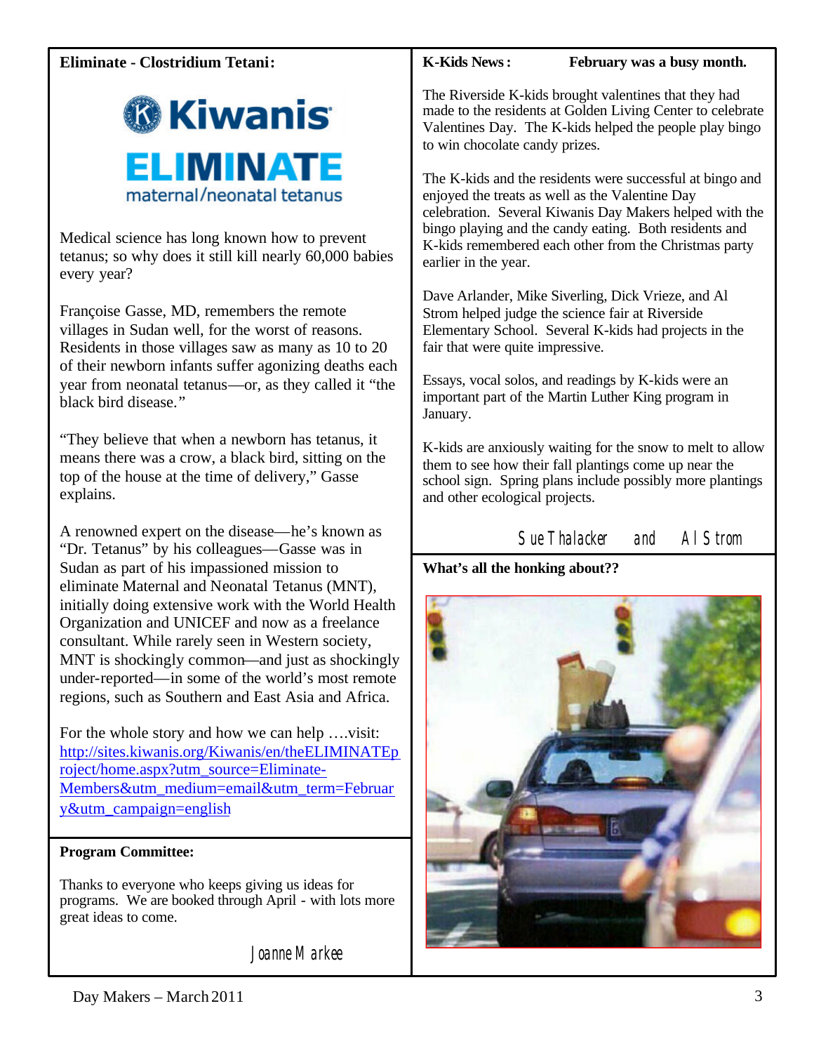**Eliminate - Clostridium Tetani:**

Kiwanis

ELIMINATE

maternal/neonatal tetanus

Medical science has long known how to prevent tetanus; so why does it still kill nearly 60,000 babies every year?

Françoise Gasse, MD, remembers the remote villages in Sudan well, for the worst of reasons. Residents in those villages saw as many as 10 to 20 of their newborn infants suffer agonizing deaths each year from neonatal tetanus—or, as they called it "the black bird disease."

"They believe that when a newborn has tetanus, it means there was a crow, a black bird, sitting on the top of the house at the time of delivery," Gasse explains.

A renowned expert on the disease—he's known as "Dr. Tetanus" by his colleagues—Gasse was in Sudan as part of his impassioned mission to eliminate Maternal and Neonatal Tetanus (MNT), initially doing extensive work with the World Health Organization and UNICEF and now as a freelance consultant. While rarely seen in Western society, MNT is shockingly common—and just as shockingly under-reported—in some of the world's most remote regions, such as Southern and East Asia and Africa.

For the whole story and how we can help ….visit: http://sites.kiwanis.org/Kiwanis/en/theELIMINATEproject/home.aspx?utm_source=Eliminate-Members&utm_medium=email&utm_term=February&utm_campaign=english

**Program Committee:**

Thanks to everyone who keeps giving us ideas for programs. We are booked through April - with lots more great ideas to come.

Joanne Markee

**K-Kids News:** **February was a busy month.**

The Riverside K-kids brought valentines that they had made to the residents at Golden Living Center to celebrate Valentines Day. The K-kids helped the people play bingo to win chocolate candy prizes.

The K-kids and the residents were successful at bingo and enjoyed the treats as well as the Valentine Day celebration. Several Kiwanis Day Makers helped with the bingo playing and the candy eating. Both residents and K-kids remembered each other from the Christmas party earlier in the year.

Dave Arlander, Mike Siverling, Dick Vrieze, and Al Strom helped judge the science fair at Riverside Elementary School. Several K-kids had projects in the fair that were quite impressive.

Essays, vocal solos, and readings by K-kids were an important part of the Martin Luther King program in January.

K-kids are anxiously waiting for the snow to melt to allow them to see how their fall plantings come up near the school sign. Spring plans include possibly more plantings and other ecological projects.

Sue Thalacker and Al Strom

**What's all the honking about??**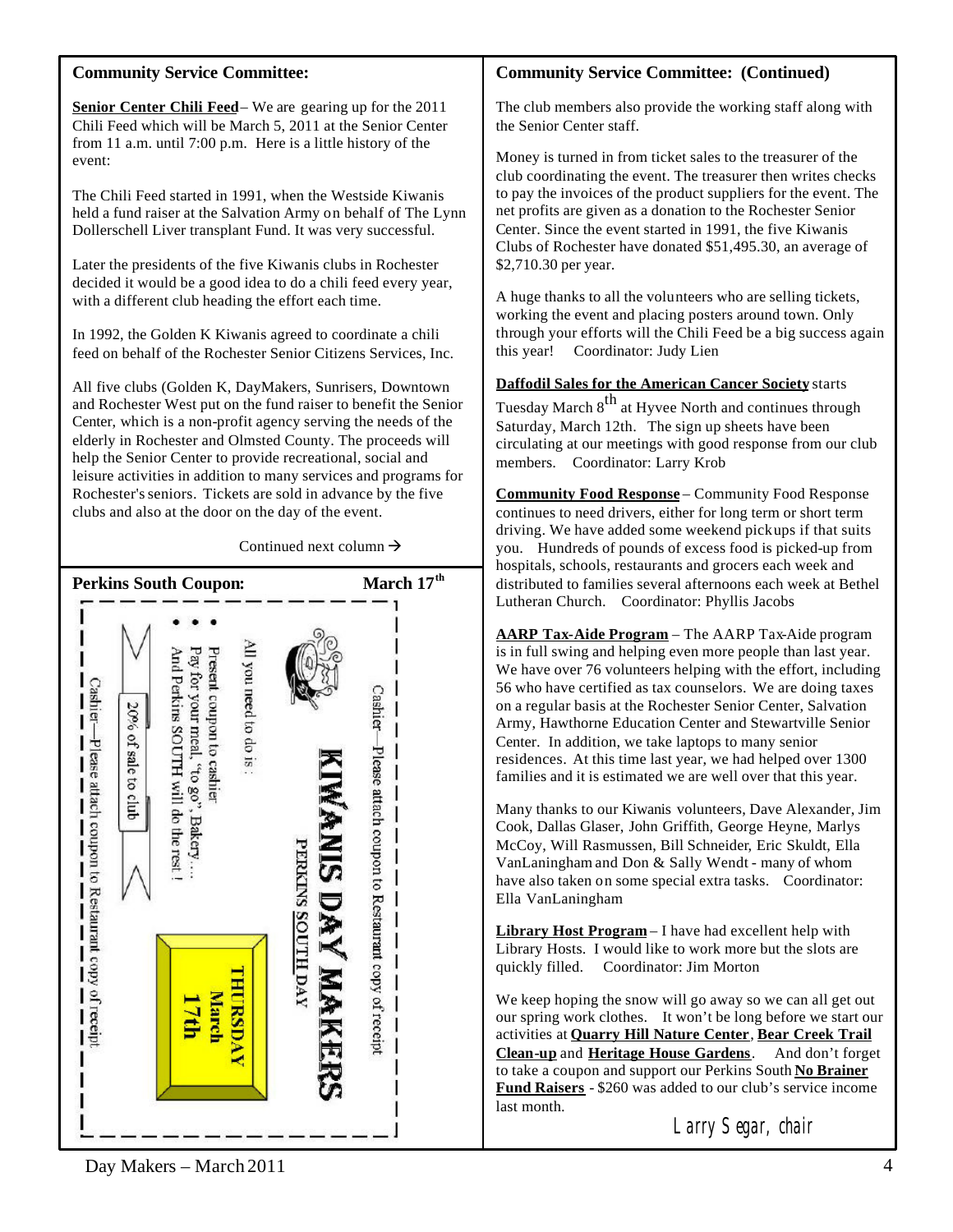## Community Service Committee:

**Senior Center Chili Feed** – We are gearing up for the 2011 Chili Feed which will be March 5, 2011 at the Senior Center from 11 a.m. until 7:00 p.m. Here is a little history of the event:

The Chili Feed started in 1991, when the Westside Kiwanis held a fund raiser at the Salvation Army on behalf of The Lynn Dollerschell Liver transplant Fund. It was very successful.

Later the presidents of the five Kiwanis clubs in Rochester decided it would be a good idea to do a chili feed every year, with a different club heading the effort each time.

In 1992, the Golden K Kiwanis agreed to coordinate a chili feed on behalf of the Rochester Senior Citizens Services, Inc.

All five clubs (Golden K, DayMakers, Sunrisers, Downtown and Rochester West put on the fund raiser to benefit the Senior Center, which is a non-profit agency serving the needs of the elderly in Rochester and Olmsted County. The proceeds will help the Senior Center to provide recreational, social and leisure activities in addition to many services and programs for Rochester's seniors. Tickets are sold in advance by the five clubs and also at the door on the day of the event.

Continued next column →

## Perkins South Coupon: March 17th

Cashier—Please attach coupon to Restaurant copy of receipt

**KIWANIS DAY MAKERS**

PERKINS SOUTH DAY

All you need to do is :

- Present coupon to cashier
- Pay for your meal, "to go", Bakery….
- And Perkins SOUTH will do the rest !

20% of sale to club

THURSDAY March 17th

Cashier—Please attach coupon to Restaurant copy of receipt

## Community Service Committee: (Continued)

The club members also provide the working staff along with the Senior Center staff.

Money is turned in from ticket sales to the treasurer of the club coordinating the event. The treasurer then writes checks to pay the invoices of the product suppliers for the event. The net profits are given as a donation to the Rochester Senior Center. Since the event started in 1991, the five Kiwanis Clubs of Rochester have donated $51,495.30, an average of $2,710.30 per year.

A huge thanks to all the volunteers who are selling tickets, working the event and placing posters around town. Only through your efforts will the Chili Feed be a big success again this year! Coordinator: Judy Lien

**Daffodil Sales for the American Cancer Society** starts Tuesday March 8th at Hyvee North and continues through Saturday, March 12th. The sign up sheets have been circulating at our meetings with good response from our club members. Coordinator: Larry Krob

**Community Food Response** – Community Food Response continues to need drivers, either for long term or short term driving. We have added some weekend pickups if that suits you. Hundreds of pounds of excess food is picked-up from hospitals, schools, restaurants and grocers each week and distributed to families several afternoons each week at Bethel Lutheran Church. Coordinator: Phyllis Jacobs

**AARP Tax-Aide Program** – The AARP Tax-Aide program is in full swing and helping even more people than last year. We have over 76 volunteers helping with the effort, including 56 who have certified as tax counselors. We are doing taxes on a regular basis at the Rochester Senior Center, Salvation Army, Hawthorne Education Center and Stewartville Senior Center. In addition, we take laptops to many senior residences. At this time last year, we had helped over 1300 families and it is estimated we are well over that this year.

Many thanks to our Kiwanis volunteers, Dave Alexander, Jim Cook, Dallas Glaser, John Griffith, George Heyne, Marlys McCoy, Will Rasmussen, Bill Schneider, Eric Skuldt, Ella VanLaningham and Don & Sally Wendt - many of whom have also taken on some special extra tasks. Coordinator: Ella VanLaningham

**Library Host Program** – I have had excellent help with Library Hosts. I would like to work more but the slots are quickly filled. Coordinator: Jim Morton

We keep hoping the snow will go away so we can all get out our spring work clothes. It won't be long before we start our activities at **Quarry Hill Nature Center**, **Bear Creek Trail Clean-up** and **Heritage House Gardens**. And don't forget to take a coupon and support our Perkins South **No Brainer Fund Raisers** - $260 was added to our club's service income last month.

Larry Segar, chair